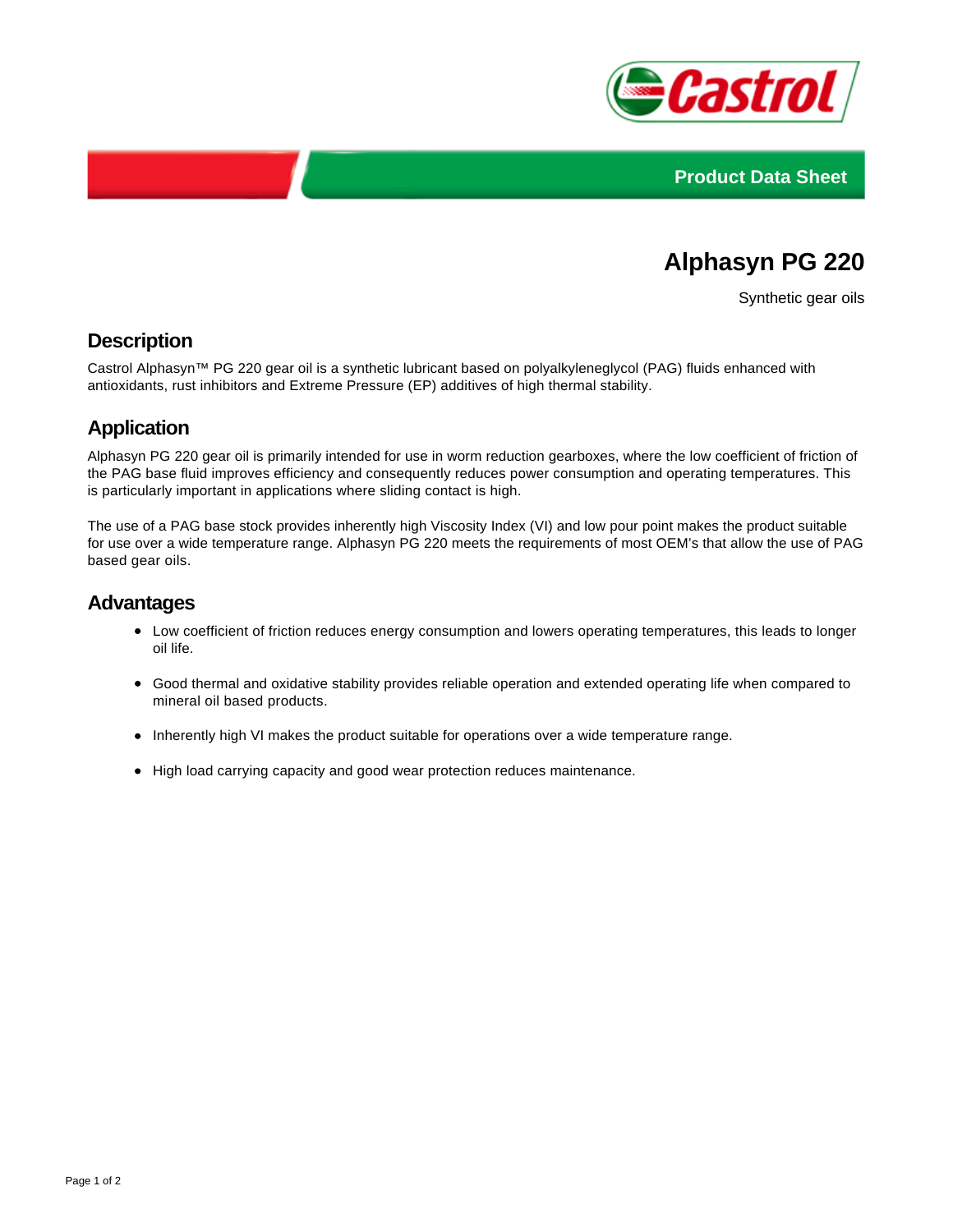Product Data Sheet

# Alphasyn PG 220

Synthetic gear oils

## Description

Castrol Alphasyn™ PG 220 gear oil is a synthetic lubricant based on polyalkyleneglycol (PAG) fluids enhanced with antioxidants, rust inhibitors and Extreme Pressure (EP) additives of high thermal stability.

## Application

Alphasyn PG 220 gear oil is primarily intended for use in worm reduction gearboxes, where the low coefficient of friction of the PAG base fluid improves efficiency and consequently reduces power consumption and operating temperatures. This is particularly important in applications where sliding contact is high.

The use of a PAG base stock provides inherently high Viscosity Index (VI) and low pour point makes the product suitable for use over a wide temperature range. Alphasyn PG 220 meets the requirements of most OEM's that allow the use of PAG based gear oils.

## Advantages

- Low coefficient of friction reduces energy consumption and lowers operating temperatures, this leads to longer oil life.
- Good thermal and oxidative stability provides reliable operation and extended operating life when compared to mineral oil based products.
- Inherently high VI makes the product suitable for operations over a wide temperature range.
- High load carrying capacity and good wear protection reduces maintenance.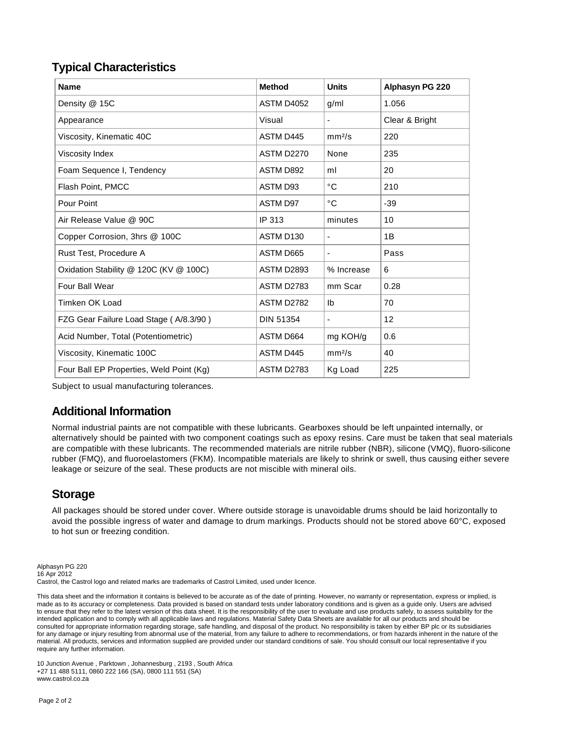## Typical Characteristics

| Name | Method | Units | Alphasyn PG 220 |
|---|---|---|---|
| Density @ 15C | ASTM D4052 | g/ml | 1.056 |
| Appearance | Visual | - | Clear & Bright |
| Viscosity, Kinematic 40C | ASTM D445 | $mm^2/s$ | 220 |
| Viscosity Index | ASTM D2270 | None | 235 |
| Foam Sequence I, Tendency | ASTM D892 | ml | 20 |
| Flash Point, PMCC | ASTM D93 | °C | 210 |
| Pour Point | ASTM D97 | °C | -39 |
| Air Release Value @ 90C | IP 313 | minutes | 10 |
| Copper Corrosion, 3hrs @ 100C | ASTM D130 | - | 1B |
| Rust Test, Procedure A | ASTM D665 | - | Pass |
| Oxidation Stability @ 120C (KV @ 100C) | ASTM D2893 | % Increase | 6 |
| Four Ball Wear | ASTM D2783 | mm Scar | 0.28 |
| Timken OK Load | ASTM D2782 | lb | 70 |
| FZG Gear Failure Load Stage ( A/8.3/90 ) | DIN 51354 | - | 12 |
| Acid Number, Total (Potentiometric) | ASTM D664 | mg KOH/g | 0.6 |
| Viscosity, Kinematic 100C | ASTM D445 | $mm^2/s$ | 40 |
| Four Ball EP Properties, Weld Point (Kg) | ASTM D2783 | Kg Load | 225 |

Subject to usual manufacturing tolerances.

## Additional Information

Normal industrial paints are not compatible with these lubricants. Gearboxes should be left unpainted internally, or alternatively should be painted with two component coatings such as epoxy resins. Care must be taken that seal materials are compatible with these lubricants. The recommended materials are nitrile rubber (NBR), silicone (VMQ), fluoro-silicone rubber (FMQ), and fluoroelastomers (FKM). Incompatible materials are likely to shrink or swell, thus causing either severe leakage or seizure of the seal. These products are not miscible with mineral oils.

## Storage

All packages should be stored under cover. Where outside storage is unavoidable drums should be laid horizontally to avoid the possible ingress of water and damage to drum markings. Products should not be stored above 60°C, exposed to hot sun or freezing condition.

Alphasyn PG 220
16 Apr 2012
Castrol, the Castrol logo and related marks are trademarks of Castrol Limited, used under licence.

This data sheet and the information it contains is believed to be accurate as of the date of printing. However, no warranty or representation, express or implied, is made as to its accuracy or completeness. Data provided is based on standard tests under laboratory conditions and is given as a guide only. Users are advised to ensure that they refer to the latest version of this data sheet. It is the responsibility of the user to evaluate and use products safely, to assess suitability for the intended application and to comply with all applicable laws and regulations. Material Safety Data Sheets are available for all our products and should be consulted for appropriate information regarding storage, safe handling, and disposal of the product. No responsibility is taken by either BP plc or its subsidiaries for any damage or injury resulting from abnormal use of the material, from any failure to adhere to recommendations, or from hazards inherent in the nature of the material. All products, services and information supplied are provided under our standard conditions of sale. You should consult our local representative if you require any further information.

10 Junction Avenue , Parktown , Johannesburg , 2193 , South Africa
+27 11 488 5111, 0860 222 166 (SA), 0800 111 551 (SA)
www.castrol.co.za